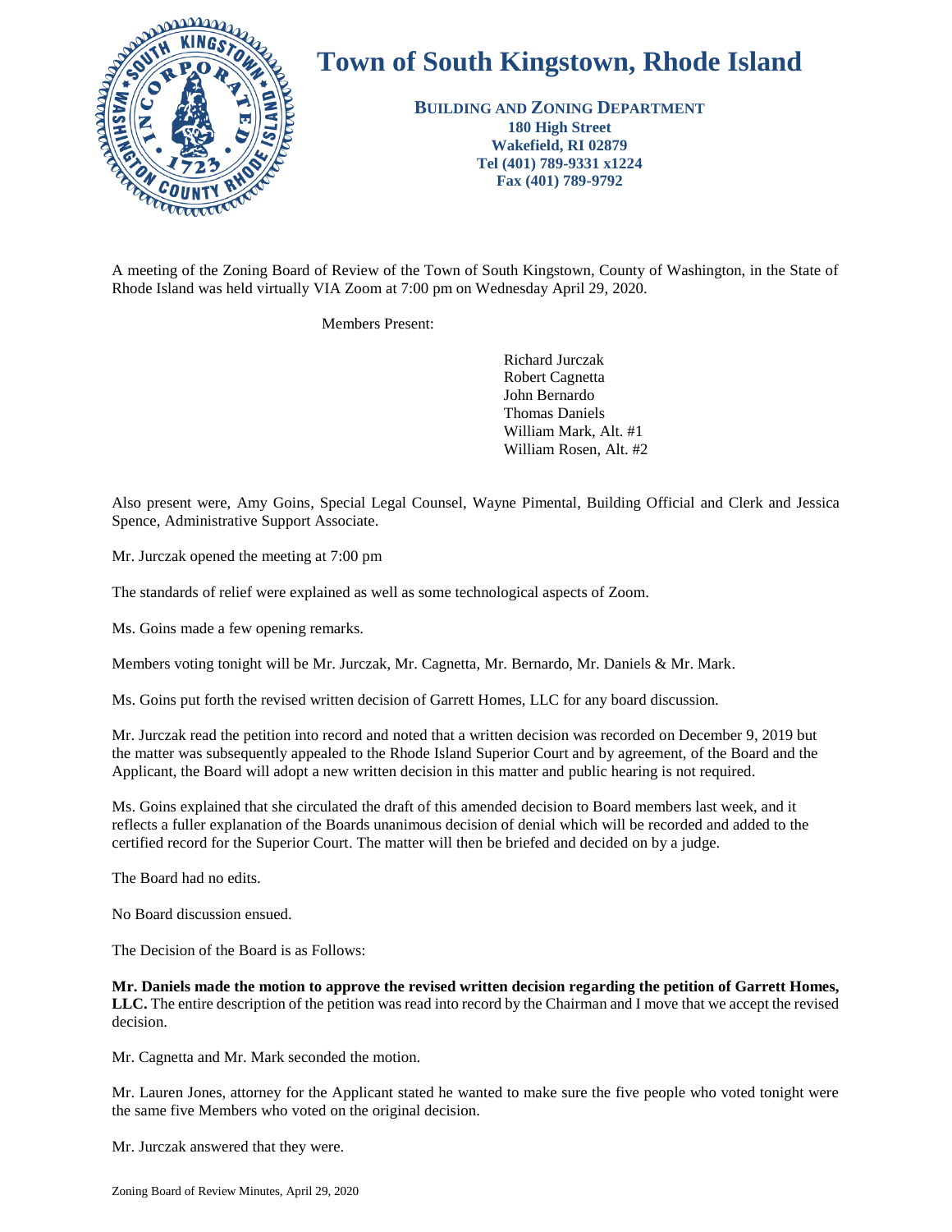# Town of South Kingstown, Rhode Island

**BUILDING AND ZONING DEPARTMENT**
**180 High Street**
**Wakefield, RI 02879**
**Tel (401) 789-9331 x1224**
**Fax (401) 789-9792**

A meeting of the Zoning Board of Review of the Town of South Kingstown, County of Washington, in the State of Rhode Island was held virtually VIA Zoom at 7:00 pm on Wednesday April 29, 2020.

Members Present:

Richard Jurczak
Robert Cagnetta
John Bernardo
Thomas Daniels
William Mark, Alt. #1
William Rosen, Alt. #2

Also present were, Amy Goins, Special Legal Counsel, Wayne Pimental, Building Official and Clerk and Jessica Spence, Administrative Support Associate.

Mr. Jurczak opened the meeting at 7:00 pm

The standards of relief were explained as well as some technological aspects of Zoom.

Ms. Goins made a few opening remarks.

Members voting tonight will be Mr. Jurczak, Mr. Cagnetta, Mr. Bernardo, Mr. Daniels & Mr. Mark.

Ms. Goins put forth the revised written decision of Garrett Homes, LLC for any board discussion.

Mr. Jurczak read the petition into record and noted that a written decision was recorded on December 9, 2019 but the matter was subsequently appealed to the Rhode Island Superior Court and by agreement, of the Board and the Applicant, the Board will adopt a new written decision in this matter and public hearing is not required.

Ms. Goins explained that she circulated the draft of this amended decision to Board members last week, and it reflects a fuller explanation of the Boards unanimous decision of denial which will be recorded and added to the certified record for the Superior Court. The matter will then be briefed and decided on by a judge.

The Board had no edits.

No Board discussion ensued.

The Decision of the Board is as Follows:

**Mr. Daniels made the motion to approve the revised written decision regarding the petition of Garrett Homes, LLC.** The entire description of the petition was read into record by the Chairman and I move that we accept the revised decision.

Mr. Cagnetta and Mr. Mark seconded the motion.

Mr. Lauren Jones, attorney for the Applicant stated he wanted to make sure the five people who voted tonight were the same five Members who voted on the original decision.

Mr. Jurczak answered that they were.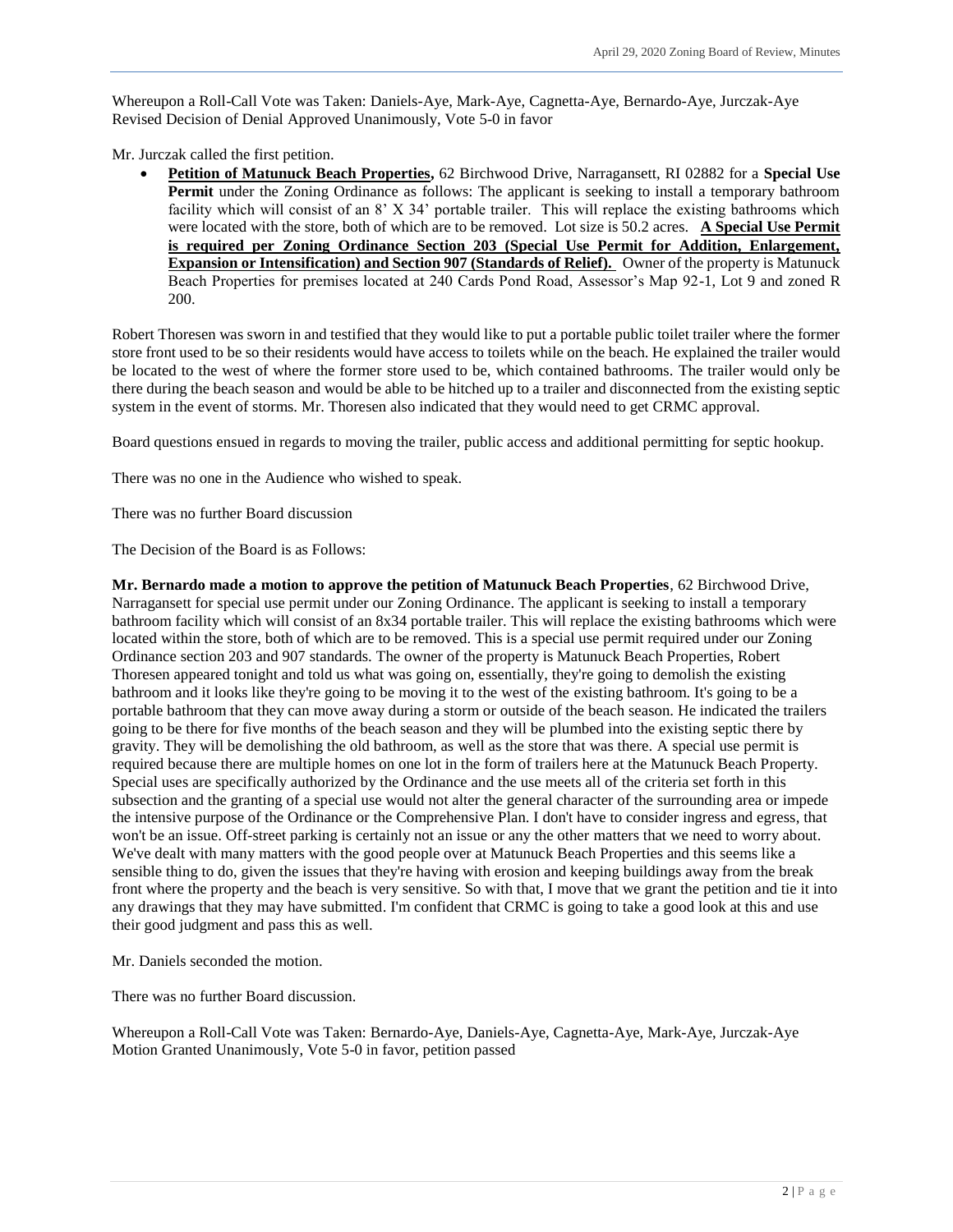Whereupon a Roll-Call Vote was Taken: Daniels-Aye, Mark-Aye, Cagnetta-Aye, Bernardo-Aye, Jurczak-Aye
Revised Decision of Denial Approved Unanimously, Vote 5-0 in favor

Mr. Jurczak called the first petition.

- **Petition of Matunuck Beach Properties,** 62 Birchwood Drive, Narragansett, RI 02882 for a **Special Use Permit** under the Zoning Ordinance as follows: The applicant is seeking to install a temporary bathroom facility which will consist of an 8' X 34' portable trailer. This will replace the existing bathrooms which were located with the store, both of which are to be removed. Lot size is 50.2 acres. **A Special Use Permit is required per Zoning Ordinance Section 203 (Special Use Permit for Addition, Enlargement, Expansion or Intensification) and Section 907 (Standards of Relief).** Owner of the property is Matunuck Beach Properties for premises located at 240 Cards Pond Road, Assessor's Map 92-1, Lot 9 and zoned R 200.

Robert Thoresen was sworn in and testified that they would like to put a portable public toilet trailer where the former store front used to be so their residents would have access to toilets while on the beach. He explained the trailer would be located to the west of where the former store used to be, which contained bathrooms. The trailer would only be there during the beach season and would be able to be hitched up to a trailer and disconnected from the existing septic system in the event of storms. Mr. Thoresen also indicated that they would need to get CRMC approval.

Board questions ensued in regards to moving the trailer, public access and additional permitting for septic hookup.

There was no one in the Audience who wished to speak.

There was no further Board discussion

The Decision of the Board is as Follows:

**Mr. Bernardo made a motion to approve the petition of Matunuck Beach Properties**, 62 Birchwood Drive, Narragansett for special use permit under our Zoning Ordinance. The applicant is seeking to install a temporary bathroom facility which will consist of an 8x34 portable trailer. This will replace the existing bathrooms which were located within the store, both of which are to be removed. This is a special use permit required under our Zoning Ordinance section 203 and 907 standards. The owner of the property is Matunuck Beach Properties, Robert Thoresen appeared tonight and told us what was going on, essentially, they're going to demolish the existing bathroom and it looks like they're going to be moving it to the west of the existing bathroom. It's going to be a portable bathroom that they can move away during a storm or outside of the beach season. He indicated the trailers going to be there for five months of the beach season and they will be plumbed into the existing septic there by gravity. They will be demolishing the old bathroom, as well as the store that was there. A special use permit is required because there are multiple homes on one lot in the form of trailers here at the Matunuck Beach Property. Special uses are specifically authorized by the Ordinance and the use meets all of the criteria set forth in this subsection and the granting of a special use would not alter the general character of the surrounding area or impede the intensive purpose of the Ordinance or the Comprehensive Plan. I don't have to consider ingress and egress, that won't be an issue. Off-street parking is certainly not an issue or any the other matters that we need to worry about. We've dealt with many matters with the good people over at Matunuck Beach Properties and this seems like a sensible thing to do, given the issues that they're having with erosion and keeping buildings away from the break front where the property and the beach is very sensitive. So with that, I move that we grant the petition and tie it into any drawings that they may have submitted. I'm confident that CRMC is going to take a good look at this and use their good judgment and pass this as well.

Mr. Daniels seconded the motion.

There was no further Board discussion.

Whereupon a Roll-Call Vote was Taken: Bernardo-Aye, Daniels-Aye, Cagnetta-Aye, Mark-Aye, Jurczak-Aye
Motion Granted Unanimously, Vote 5-0 in favor, petition passed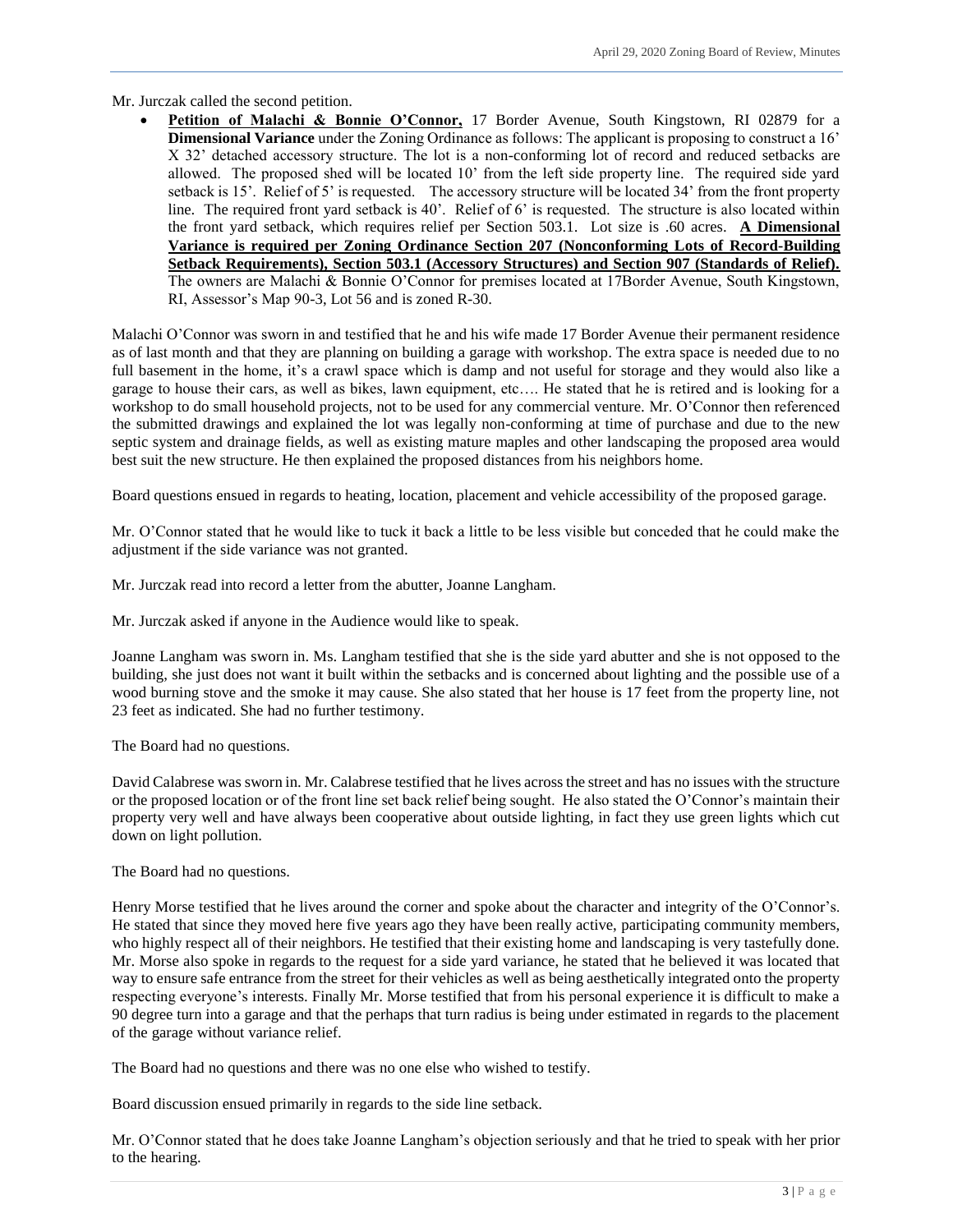Mr. Jurczak called the second petition.

- **Petition of Malachi & Bonnie O'Connor,** 17 Border Avenue, South Kingstown, RI 02879 for a **Dimensional Variance** under the Zoning Ordinance as follows: The applicant is proposing to construct a 16' X 32' detached accessory structure. The lot is a non-conforming lot of record and reduced setbacks are allowed. The proposed shed will be located 10' from the left side property line. The required side yard setback is 15'. Relief of 5' is requested. The accessory structure will be located 34' from the front property line. The required front yard setback is 40'. Relief of 6' is requested. The structure is also located within the front yard setback, which requires relief per Section 503.1. Lot size is .60 acres. **A Dimensional Variance is required per Zoning Ordinance Section 207 (Nonconforming Lots of Record-Building Setback Requirements), Section 503.1 (Accessory Structures) and Section 907 (Standards of Relief).** The owners are Malachi & Bonnie O'Connor for premises located at 17Border Avenue, South Kingstown, RI, Assessor's Map 90-3, Lot 56 and is zoned R-30.

Malachi O'Connor was sworn in and testified that he and his wife made 17 Border Avenue their permanent residence as of last month and that they are planning on building a garage with workshop. The extra space is needed due to no full basement in the home, it's a crawl space which is damp and not useful for storage and they would also like a garage to house their cars, as well as bikes, lawn equipment, etc…. He stated that he is retired and is looking for a workshop to do small household projects, not to be used for any commercial venture. Mr. O'Connor then referenced the submitted drawings and explained the lot was legally non-conforming at time of purchase and due to the new septic system and drainage fields, as well as existing mature maples and other landscaping the proposed area would best suit the new structure. He then explained the proposed distances from his neighbors home.

Board questions ensued in regards to heating, location, placement and vehicle accessibility of the proposed garage.

Mr. O'Connor stated that he would like to tuck it back a little to be less visible but conceded that he could make the adjustment if the side variance was not granted.

Mr. Jurczak read into record a letter from the abutter, Joanne Langham.

Mr. Jurczak asked if anyone in the Audience would like to speak.

Joanne Langham was sworn in. Ms. Langham testified that she is the side yard abutter and she is not opposed to the building, she just does not want it built within the setbacks and is concerned about lighting and the possible use of a wood burning stove and the smoke it may cause. She also stated that her house is 17 feet from the property line, not 23 feet as indicated. She had no further testimony.

The Board had no questions.

David Calabrese was sworn in. Mr. Calabrese testified that he lives across the street and has no issues with the structure or the proposed location or of the front line set back relief being sought. He also stated the O'Connor's maintain their property very well and have always been cooperative about outside lighting, in fact they use green lights which cut down on light pollution.

The Board had no questions.

Henry Morse testified that he lives around the corner and spoke about the character and integrity of the O'Connor's. He stated that since they moved here five years ago they have been really active, participating community members, who highly respect all of their neighbors. He testified that their existing home and landscaping is very tastefully done. Mr. Morse also spoke in regards to the request for a side yard variance, he stated that he believed it was located that way to ensure safe entrance from the street for their vehicles as well as being aesthetically integrated onto the property respecting everyone's interests. Finally Mr. Morse testified that from his personal experience it is difficult to make a 90 degree turn into a garage and that the perhaps that turn radius is being under estimated in regards to the placement of the garage without variance relief.

The Board had no questions and there was no one else who wished to testify.

Board discussion ensued primarily in regards to the side line setback.

Mr. O'Connor stated that he does take Joanne Langham's objection seriously and that he tried to speak with her prior to the hearing.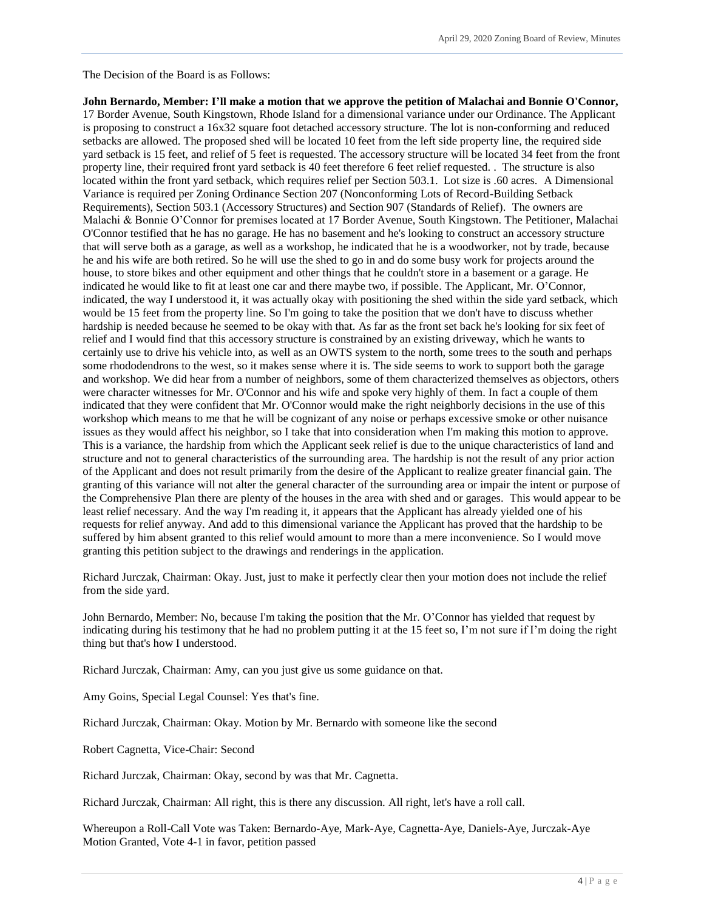The Decision of the Board is as Follows:

**John Bernardo, Member: I'll make a motion that we approve the petition of Malachai and Bonnie O'Connor,** 17 Border Avenue, South Kingstown, Rhode Island for a dimensional variance under our Ordinance. The Applicant is proposing to construct a 16x32 square foot detached accessory structure. The lot is non-conforming and reduced setbacks are allowed. The proposed shed will be located 10 feet from the left side property line, the required side yard setback is 15 feet, and relief of 5 feet is requested. The accessory structure will be located 34 feet from the front property line, their required front yard setback is 40 feet therefore 6 feet relief requested. . The structure is also located within the front yard setback, which requires relief per Section 503.1. Lot size is .60 acres. A Dimensional Variance is required per Zoning Ordinance Section 207 (Nonconforming Lots of Record-Building Setback Requirements), Section 503.1 (Accessory Structures) and Section 907 (Standards of Relief). The owners are Malachi & Bonnie O'Connor for premises located at 17 Border Avenue, South Kingstown. The Petitioner, Malachai O'Connor testified that he has no garage. He has no basement and he's looking to construct an accessory structure that will serve both as a garage, as well as a workshop, he indicated that he is a woodworker, not by trade, because he and his wife are both retired. So he will use the shed to go in and do some busy work for projects around the house, to store bikes and other equipment and other things that he couldn't store in a basement or a garage. He indicated he would like to fit at least one car and there maybe two, if possible. The Applicant, Mr. O'Connor, indicated, the way I understood it, it was actually okay with positioning the shed within the side yard setback, which would be 15 feet from the property line. So I'm going to take the position that we don't have to discuss whether hardship is needed because he seemed to be okay with that. As far as the front set back he's looking for six feet of relief and I would find that this accessory structure is constrained by an existing driveway, which he wants to certainly use to drive his vehicle into, as well as an OWTS system to the north, some trees to the south and perhaps some rhododendrons to the west, so it makes sense where it is. The side seems to work to support both the garage and workshop. We did hear from a number of neighbors, some of them characterized themselves as objectors, others were character witnesses for Mr. O'Connor and his wife and spoke very highly of them. In fact a couple of them indicated that they were confident that Mr. O'Connor would make the right neighborly decisions in the use of this workshop which means to me that he will be cognizant of any noise or perhaps excessive smoke or other nuisance issues as they would affect his neighbor, so I take that into consideration when I'm making this motion to approve. This is a variance, the hardship from which the Applicant seek relief is due to the unique characteristics of land and structure and not to general characteristics of the surrounding area. The hardship is not the result of any prior action of the Applicant and does not result primarily from the desire of the Applicant to realize greater financial gain. The granting of this variance will not alter the general character of the surrounding area or impair the intent or purpose of the Comprehensive Plan there are plenty of the houses in the area with shed and or garages. This would appear to be least relief necessary. And the way I'm reading it, it appears that the Applicant has already yielded one of his requests for relief anyway. And add to this dimensional variance the Applicant has proved that the hardship to be suffered by him absent granted to this relief would amount to more than a mere inconvenience. So I would move granting this petition subject to the drawings and renderings in the application.

Richard Jurczak, Chairman: Okay. Just, just to make it perfectly clear then your motion does not include the relief from the side yard.

John Bernardo, Member: No, because I'm taking the position that the Mr. O'Connor has yielded that request by indicating during his testimony that he had no problem putting it at the 15 feet so, I'm not sure if I'm doing the right thing but that's how I understood.

Richard Jurczak, Chairman: Amy, can you just give us some guidance on that.

Amy Goins, Special Legal Counsel: Yes that's fine.

Richard Jurczak, Chairman: Okay. Motion by Mr. Bernardo with someone like the second

Robert Cagnetta, Vice-Chair: Second

Richard Jurczak, Chairman: Okay, second by was that Mr. Cagnetta.

Richard Jurczak, Chairman: All right, this is there any discussion. All right, let's have a roll call.

Whereupon a Roll-Call Vote was Taken: Bernardo-Aye, Mark-Aye, Cagnetta-Aye, Daniels-Aye, Jurczak-Aye
Motion Granted, Vote 4-1 in favor, petition passed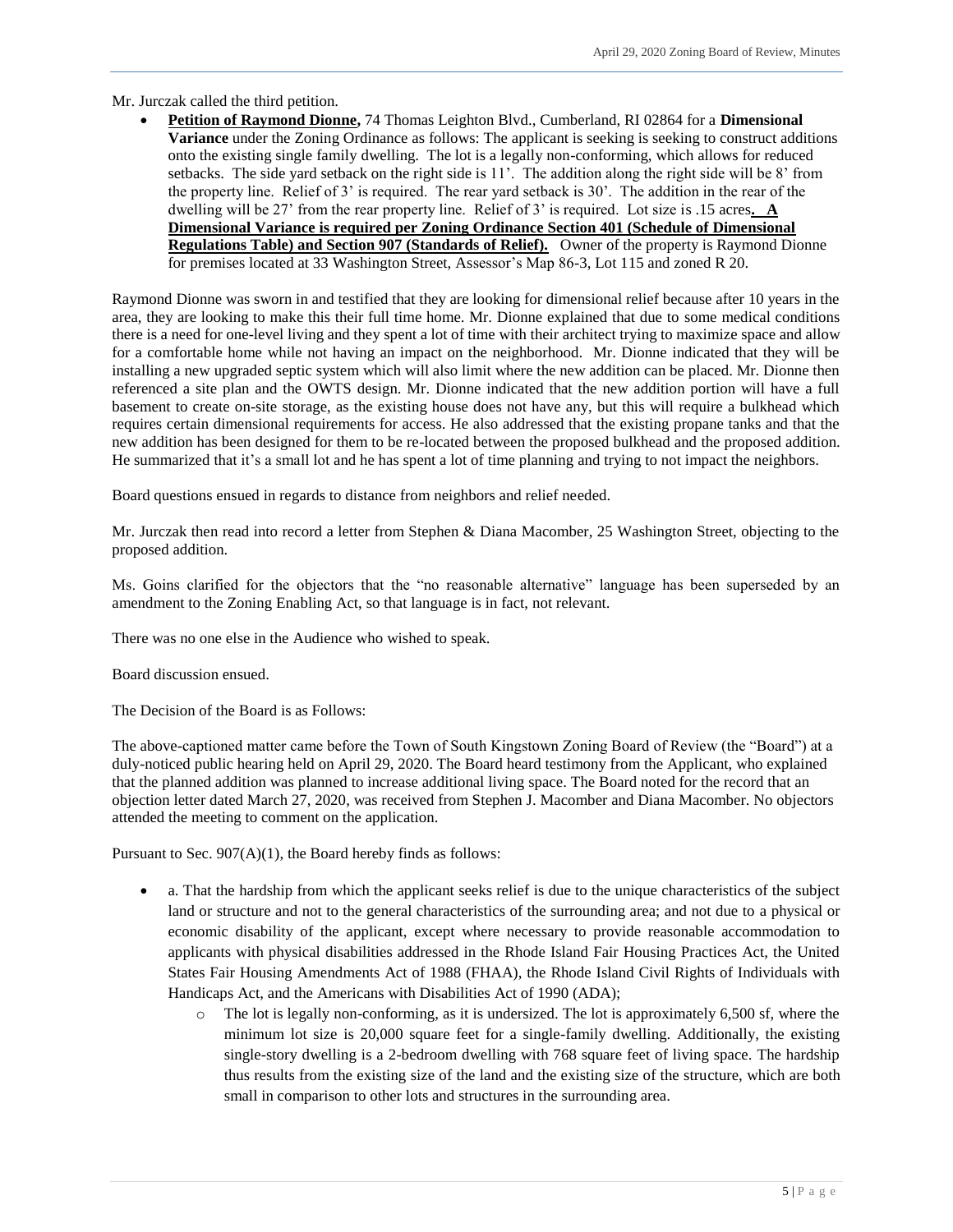Mr. Jurczak called the third petition.

- **Petition of Raymond Dionne,** 74 Thomas Leighton Blvd., Cumberland, RI 02864 for a **Dimensional Variance** under the Zoning Ordinance as follows: The applicant is seeking is seeking to construct additions onto the existing single family dwelling. The lot is a legally non-conforming, which allows for reduced setbacks. The side yard setback on the right side is 11'. The addition along the right side will be 8' from the property line. Relief of 3' is required. The rear yard setback is 30'. The addition in the rear of the dwelling will be 27' from the rear property line. Relief of 3' is required. Lot size is .15 acres**. <u>A Dimensional Variance is required per Zoning Ordinance Section 401 (Schedule of Dimensional Regulations Table) and Section 907 (Standards of Relief).</u>** Owner of the property is Raymond Dionne for premises located at 33 Washington Street, Assessor's Map 86-3, Lot 115 and zoned R 20.

Raymond Dionne was sworn in and testified that they are looking for dimensional relief because after 10 years in the area, they are looking to make this their full time home. Mr. Dionne explained that due to some medical conditions there is a need for one-level living and they spent a lot of time with their architect trying to maximize space and allow for a comfortable home while not having an impact on the neighborhood. Mr. Dionne indicated that they will be installing a new upgraded septic system which will also limit where the new addition can be placed. Mr. Dionne then referenced a site plan and the OWTS design. Mr. Dionne indicated that the new addition portion will have a full basement to create on-site storage, as the existing house does not have any, but this will require a bulkhead which requires certain dimensional requirements for access. He also addressed that the existing propane tanks and that the new addition has been designed for them to be re-located between the proposed bulkhead and the proposed addition. He summarized that it's a small lot and he has spent a lot of time planning and trying to not impact the neighbors.

Board questions ensued in regards to distance from neighbors and relief needed.

Mr. Jurczak then read into record a letter from Stephen & Diana Macomber, 25 Washington Street, objecting to the proposed addition.

Ms. Goins clarified for the objectors that the "no reasonable alternative" language has been superseded by an amendment to the Zoning Enabling Act, so that language is in fact, not relevant.

There was no one else in the Audience who wished to speak.

Board discussion ensued.

The Decision of the Board is as Follows:

The above-captioned matter came before the Town of South Kingstown Zoning Board of Review (the "Board") at a duly-noticed public hearing held on April 29, 2020. The Board heard testimony from the Applicant, who explained that the planned addition was planned to increase additional living space. The Board noted for the record that an objection letter dated March 27, 2020, was received from Stephen J. Macomber and Diana Macomber. No objectors attended the meeting to comment on the application.

Pursuant to Sec. 907(A)(1), the Board hereby finds as follows:

- a. That the hardship from which the applicant seeks relief is due to the unique characteristics of the subject land or structure and not to the general characteristics of the surrounding area; and not due to a physical or economic disability of the applicant, except where necessary to provide reasonable accommodation to applicants with physical disabilities addressed in the Rhode Island Fair Housing Practices Act, the United States Fair Housing Amendments Act of 1988 (FHAA), the Rhode Island Civil Rights of Individuals with Handicaps Act, and the Americans with Disabilities Act of 1990 (ADA);
  - The lot is legally non-conforming, as it is undersized. The lot is approximately 6,500 sf, where the minimum lot size is 20,000 square feet for a single-family dwelling. Additionally, the existing single-story dwelling is a 2-bedroom dwelling with 768 square feet of living space. The hardship thus results from the existing size of the land and the existing size of the structure, which are both small in comparison to other lots and structures in the surrounding area.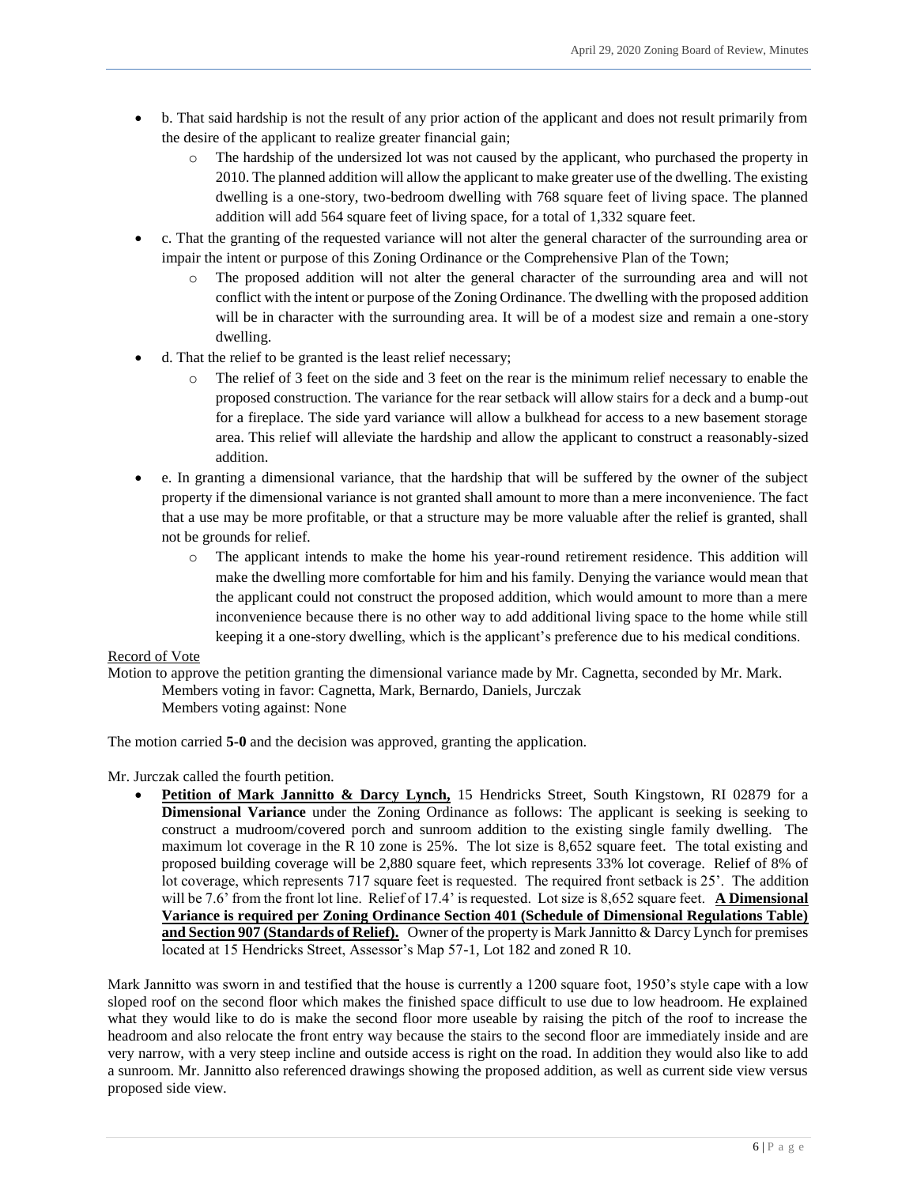- b. That said hardship is not the result of any prior action of the applicant and does not result primarily from the desire of the applicant to realize greater financial gain;
  - The hardship of the undersized lot was not caused by the applicant, who purchased the property in 2010. The planned addition will allow the applicant to make greater use of the dwelling. The existing dwelling is a one-story, two-bedroom dwelling with 768 square feet of living space. The planned addition will add 564 square feet of living space, for a total of 1,332 square feet.
- c. That the granting of the requested variance will not alter the general character of the surrounding area or impair the intent or purpose of this Zoning Ordinance or the Comprehensive Plan of the Town;
  - The proposed addition will not alter the general character of the surrounding area and will not conflict with the intent or purpose of the Zoning Ordinance. The dwelling with the proposed addition will be in character with the surrounding area. It will be of a modest size and remain a one-story dwelling.
- d. That the relief to be granted is the least relief necessary;
  - The relief of 3 feet on the side and 3 feet on the rear is the minimum relief necessary to enable the proposed construction. The variance for the rear setback will allow stairs for a deck and a bump-out for a fireplace. The side yard variance will allow a bulkhead for access to a new basement storage area. This relief will alleviate the hardship and allow the applicant to construct a reasonably-sized addition.
- e. In granting a dimensional variance, that the hardship that will be suffered by the owner of the subject property if the dimensional variance is not granted shall amount to more than a mere inconvenience. The fact that a use may be more profitable, or that a structure may be more valuable after the relief is granted, shall not be grounds for relief.
  - The applicant intends to make the home his year-round retirement residence. This addition will make the dwelling more comfortable for him and his family. Denying the variance would mean that the applicant could not construct the proposed addition, which would amount to more than a mere inconvenience because there is no other way to add additional living space to the home while still keeping it a one-story dwelling, which is the applicant's preference due to his medical conditions.

Record of Vote

Motion to approve the petition granting the dimensional variance made by Mr. Cagnetta, seconded by Mr. Mark.
Members voting in favor: Cagnetta, Mark, Bernardo, Daniels, Jurczak
Members voting against: None

The motion carried **5-0** and the decision was approved, granting the application.

Mr. Jurczak called the fourth petition.

- **Petition of Mark Jannitto & Darcy Lynch,** 15 Hendricks Street, South Kingstown, RI 02879 for a **Dimensional Variance** under the Zoning Ordinance as follows: The applicant is seeking is seeking to construct a mudroom/covered porch and sunroom addition to the existing single family dwelling. The maximum lot coverage in the R 10 zone is 25%. The lot size is 8,652 square feet. The total existing and proposed building coverage will be 2,880 square feet, which represents 33% lot coverage. Relief of 8% of lot coverage, which represents 717 square feet is requested. The required front setback is 25'. The addition will be 7.6' from the front lot line. Relief of 17.4' is requested. Lot size is 8,652 square feet. **A Dimensional Variance is required per Zoning Ordinance Section 401 (Schedule of Dimensional Regulations Table) and Section 907 (Standards of Relief).** Owner of the property is Mark Jannitto & Darcy Lynch for premises located at 15 Hendricks Street, Assessor's Map 57-1, Lot 182 and zoned R 10.

Mark Jannitto was sworn in and testified that the house is currently a 1200 square foot, 1950's style cape with a low sloped roof on the second floor which makes the finished space difficult to use due to low headroom. He explained what they would like to do is make the second floor more useable by raising the pitch of the roof to increase the headroom and also relocate the front entry way because the stairs to the second floor are immediately inside and are very narrow, with a very steep incline and outside access is right on the road. In addition they would also like to add a sunroom. Mr. Jannitto also referenced drawings showing the proposed addition, as well as current side view versus proposed side view.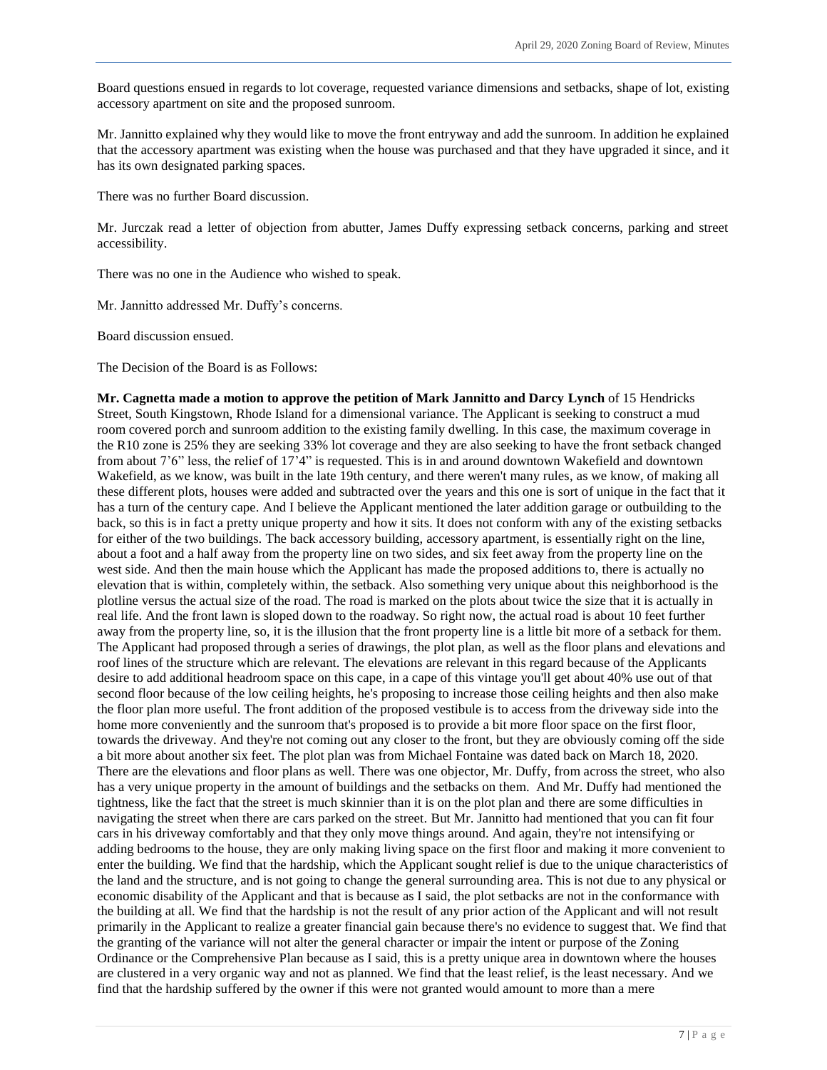Board questions ensued in regards to lot coverage, requested variance dimensions and setbacks, shape of lot, existing accessory apartment on site and the proposed sunroom.

Mr. Jannitto explained why they would like to move the front entryway and add the sunroom. In addition he explained that the accessory apartment was existing when the house was purchased and that they have upgraded it since, and it has its own designated parking spaces.

There was no further Board discussion.

Mr. Jurczak read a letter of objection from abutter, James Duffy expressing setback concerns, parking and street accessibility.

There was no one in the Audience who wished to speak.

Mr. Jannitto addressed Mr. Duffy's concerns.

Board discussion ensued.

The Decision of the Board is as Follows:

**Mr. Cagnetta made a motion to approve the petition of Mark Jannitto and Darcy Lynch** of 15 Hendricks Street, South Kingstown, Rhode Island for a dimensional variance. The Applicant is seeking to construct a mud room covered porch and sunroom addition to the existing family dwelling. In this case, the maximum coverage in the R10 zone is 25% they are seeking 33% lot coverage and they are also seeking to have the front setback changed from about 7'6" less, the relief of 17'4" is requested. This is in and around downtown Wakefield and downtown Wakefield, as we know, was built in the late 19th century, and there weren't many rules, as we know, of making all these different plots, houses were added and subtracted over the years and this one is sort of unique in the fact that it has a turn of the century cape. And I believe the Applicant mentioned the later addition garage or outbuilding to the back, so this is in fact a pretty unique property and how it sits. It does not conform with any of the existing setbacks for either of the two buildings. The back accessory building, accessory apartment, is essentially right on the line, about a foot and a half away from the property line on two sides, and six feet away from the property line on the west side. And then the main house which the Applicant has made the proposed additions to, there is actually no elevation that is within, completely within, the setback. Also something very unique about this neighborhood is the plotline versus the actual size of the road. The road is marked on the plots about twice the size that it is actually in real life. And the front lawn is sloped down to the roadway. So right now, the actual road is about 10 feet further away from the property line, so, it is the illusion that the front property line is a little bit more of a setback for them. The Applicant had proposed through a series of drawings, the plot plan, as well as the floor plans and elevations and roof lines of the structure which are relevant. The elevations are relevant in this regard because of the Applicants desire to add additional headroom space on this cape, in a cape of this vintage you'll get about 40% use out of that second floor because of the low ceiling heights, he's proposing to increase those ceiling heights and then also make the floor plan more useful. The front addition of the proposed vestibule is to access from the driveway side into the home more conveniently and the sunroom that's proposed is to provide a bit more floor space on the first floor, towards the driveway. And they're not coming out any closer to the front, but they are obviously coming off the side a bit more about another six feet. The plot plan was from Michael Fontaine was dated back on March 18, 2020. There are the elevations and floor plans as well. There was one objector, Mr. Duffy, from across the street, who also has a very unique property in the amount of buildings and the setbacks on them. And Mr. Duffy had mentioned the tightness, like the fact that the street is much skinnier than it is on the plot plan and there are some difficulties in navigating the street when there are cars parked on the street. But Mr. Jannitto had mentioned that you can fit four cars in his driveway comfortably and that they only move things around. And again, they're not intensifying or adding bedrooms to the house, they are only making living space on the first floor and making it more convenient to enter the building. We find that the hardship, which the Applicant sought relief is due to the unique characteristics of the land and the structure, and is not going to change the general surrounding area. This is not due to any physical or economic disability of the Applicant and that is because as I said, the plot setbacks are not in the conformance with the building at all. We find that the hardship is not the result of any prior action of the Applicant and will not result primarily in the Applicant to realize a greater financial gain because there's no evidence to suggest that. We find that the granting of the variance will not alter the general character or impair the intent or purpose of the Zoning Ordinance or the Comprehensive Plan because as I said, this is a pretty unique area in downtown where the houses are clustered in a very organic way and not as planned. We find that the least relief, is the least necessary. And we find that the hardship suffered by the owner if this were not granted would amount to more than a mere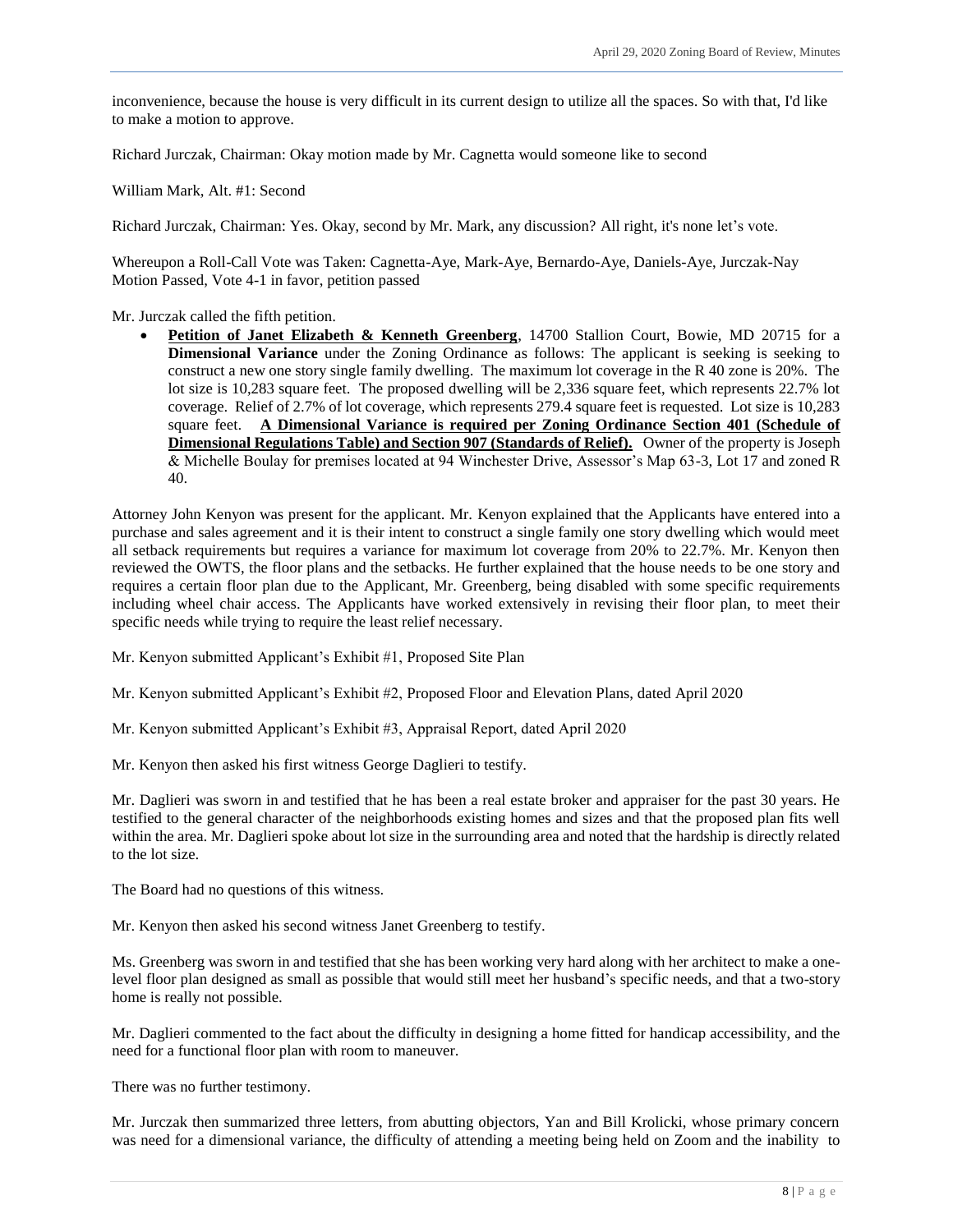inconvenience, because the house is very difficult in its current design to utilize all the spaces. So with that, I'd like to make a motion to approve.

Richard Jurczak, Chairman: Okay motion made by Mr. Cagnetta would someone like to second

William Mark, Alt. #1: Second

Richard Jurczak, Chairman: Yes. Okay, second by Mr. Mark, any discussion? All right, it's none let's vote.

Whereupon a Roll-Call Vote was Taken: Cagnetta-Aye, Mark-Aye, Bernardo-Aye, Daniels-Aye, Jurczak-Nay
Motion Passed, Vote 4-1 in favor, petition passed

Mr. Jurczak called the fifth petition.

- **Petition of Janet Elizabeth & Kenneth Greenberg**, 14700 Stallion Court, Bowie, MD 20715 for a **Dimensional Variance** under the Zoning Ordinance as follows: The applicant is seeking is seeking to construct a new one story single family dwelling. The maximum lot coverage in the R 40 zone is 20%. The lot size is 10,283 square feet. The proposed dwelling will be 2,336 square feet, which represents 22.7% lot coverage. Relief of 2.7% of lot coverage, which represents 279.4 square feet is requested. Lot size is 10,283 square feet. **A Dimensional Variance is required per Zoning Ordinance Section 401 (Schedule of Dimensional Regulations Table) and Section 907 (Standards of Relief).** Owner of the property is Joseph & Michelle Boulay for premises located at 94 Winchester Drive, Assessor's Map 63-3, Lot 17 and zoned R 40.

Attorney John Kenyon was present for the applicant. Mr. Kenyon explained that the Applicants have entered into a purchase and sales agreement and it is their intent to construct a single family one story dwelling which would meet all setback requirements but requires a variance for maximum lot coverage from 20% to 22.7%. Mr. Kenyon then reviewed the OWTS, the floor plans and the setbacks. He further explained that the house needs to be one story and requires a certain floor plan due to the Applicant, Mr. Greenberg, being disabled with some specific requirements including wheel chair access. The Applicants have worked extensively in revising their floor plan, to meet their specific needs while trying to require the least relief necessary.

Mr. Kenyon submitted Applicant's Exhibit #1, Proposed Site Plan

Mr. Kenyon submitted Applicant's Exhibit #2, Proposed Floor and Elevation Plans, dated April 2020

Mr. Kenyon submitted Applicant's Exhibit #3, Appraisal Report, dated April 2020

Mr. Kenyon then asked his first witness George Daglieri to testify.

Mr. Daglieri was sworn in and testified that he has been a real estate broker and appraiser for the past 30 years. He testified to the general character of the neighborhoods existing homes and sizes and that the proposed plan fits well within the area. Mr. Daglieri spoke about lot size in the surrounding area and noted that the hardship is directly related to the lot size.

The Board had no questions of this witness.

Mr. Kenyon then asked his second witness Janet Greenberg to testify.

Ms. Greenberg was sworn in and testified that she has been working very hard along with her architect to make a one-level floor plan designed as small as possible that would still meet her husband's specific needs, and that a two-story home is really not possible.

Mr. Daglieri commented to the fact about the difficulty in designing a home fitted for handicap accessibility, and the need for a functional floor plan with room to maneuver.

There was no further testimony.

Mr. Jurczak then summarized three letters, from abutting objectors, Yan and Bill Krolicki, whose primary concern was need for a dimensional variance, the difficulty of attending a meeting being held on Zoom and the inability to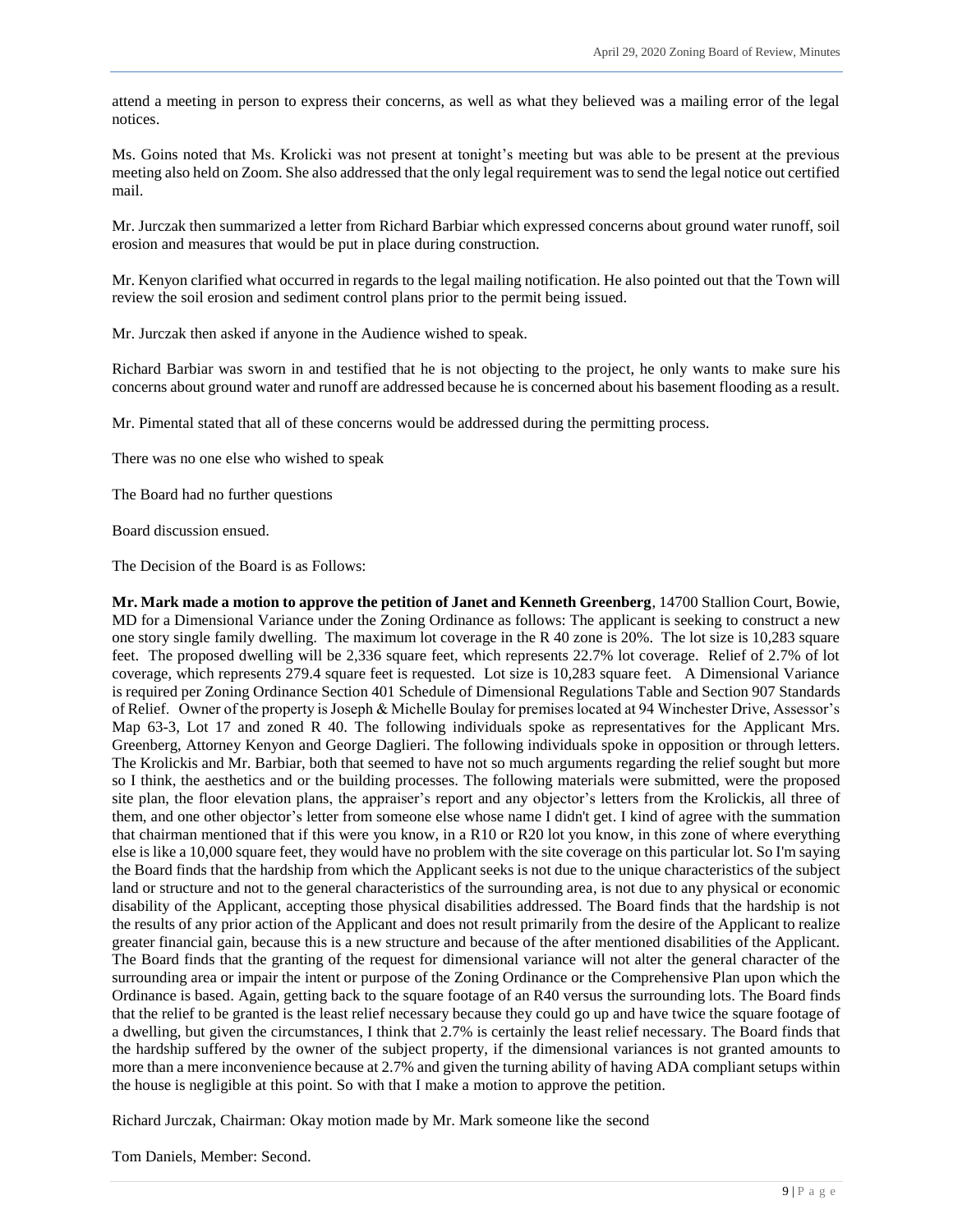attend a meeting in person to express their concerns, as well as what they believed was a mailing error of the legal notices.

Ms. Goins noted that Ms. Krolicki was not present at tonight's meeting but was able to be present at the previous meeting also held on Zoom. She also addressed that the only legal requirement was to send the legal notice out certified mail.

Mr. Jurczak then summarized a letter from Richard Barbiar which expressed concerns about ground water runoff, soil erosion and measures that would be put in place during construction.

Mr. Kenyon clarified what occurred in regards to the legal mailing notification. He also pointed out that the Town will review the soil erosion and sediment control plans prior to the permit being issued.

Mr. Jurczak then asked if anyone in the Audience wished to speak.

Richard Barbiar was sworn in and testified that he is not objecting to the project, he only wants to make sure his concerns about ground water and runoff are addressed because he is concerned about his basement flooding as a result.

Mr. Pimental stated that all of these concerns would be addressed during the permitting process.

There was no one else who wished to speak

The Board had no further questions

Board discussion ensued.

The Decision of the Board is as Follows:

**Mr. Mark made a motion to approve the petition of Janet and Kenneth Greenberg**, 14700 Stallion Court, Bowie, MD for a Dimensional Variance under the Zoning Ordinance as follows: The applicant is seeking to construct a new one story single family dwelling. The maximum lot coverage in the R 40 zone is 20%. The lot size is 10,283 square feet. The proposed dwelling will be 2,336 square feet, which represents 22.7% lot coverage. Relief of 2.7% of lot coverage, which represents 279.4 square feet is requested. Lot size is 10,283 square feet. A Dimensional Variance is required per Zoning Ordinance Section 401 Schedule of Dimensional Regulations Table and Section 907 Standards of Relief. Owner of the property is Joseph & Michelle Boulay for premises located at 94 Winchester Drive, Assessor's Map 63-3, Lot 17 and zoned R 40. The following individuals spoke as representatives for the Applicant Mrs. Greenberg, Attorney Kenyon and George Daglieri. The following individuals spoke in opposition or through letters. The Krolickis and Mr. Barbiar, both that seemed to have not so much arguments regarding the relief sought but more so I think, the aesthetics and or the building processes. The following materials were submitted, were the proposed site plan, the floor elevation plans, the appraiser's report and any objector's letters from the Krolickis, all three of them, and one other objector's letter from someone else whose name I didn't get. I kind of agree with the summation that chairman mentioned that if this were you know, in a R10 or R20 lot you know, in this zone of where everything else is like a 10,000 square feet, they would have no problem with the site coverage on this particular lot. So I'm saying the Board finds that the hardship from which the Applicant seeks is not due to the unique characteristics of the subject land or structure and not to the general characteristics of the surrounding area, is not due to any physical or economic disability of the Applicant, accepting those physical disabilities addressed. The Board finds that the hardship is not the results of any prior action of the Applicant and does not result primarily from the desire of the Applicant to realize greater financial gain, because this is a new structure and because of the after mentioned disabilities of the Applicant. The Board finds that the granting of the request for dimensional variance will not alter the general character of the surrounding area or impair the intent or purpose of the Zoning Ordinance or the Comprehensive Plan upon which the Ordinance is based. Again, getting back to the square footage of an R40 versus the surrounding lots. The Board finds that the relief to be granted is the least relief necessary because they could go up and have twice the square footage of a dwelling, but given the circumstances, I think that 2.7% is certainly the least relief necessary. The Board finds that the hardship suffered by the owner of the subject property, if the dimensional variances is not granted amounts to more than a mere inconvenience because at 2.7% and given the turning ability of having ADA compliant setups within the house is negligible at this point. So with that I make a motion to approve the petition.

Richard Jurczak, Chairman: Okay motion made by Mr. Mark someone like the second

Tom Daniels, Member: Second.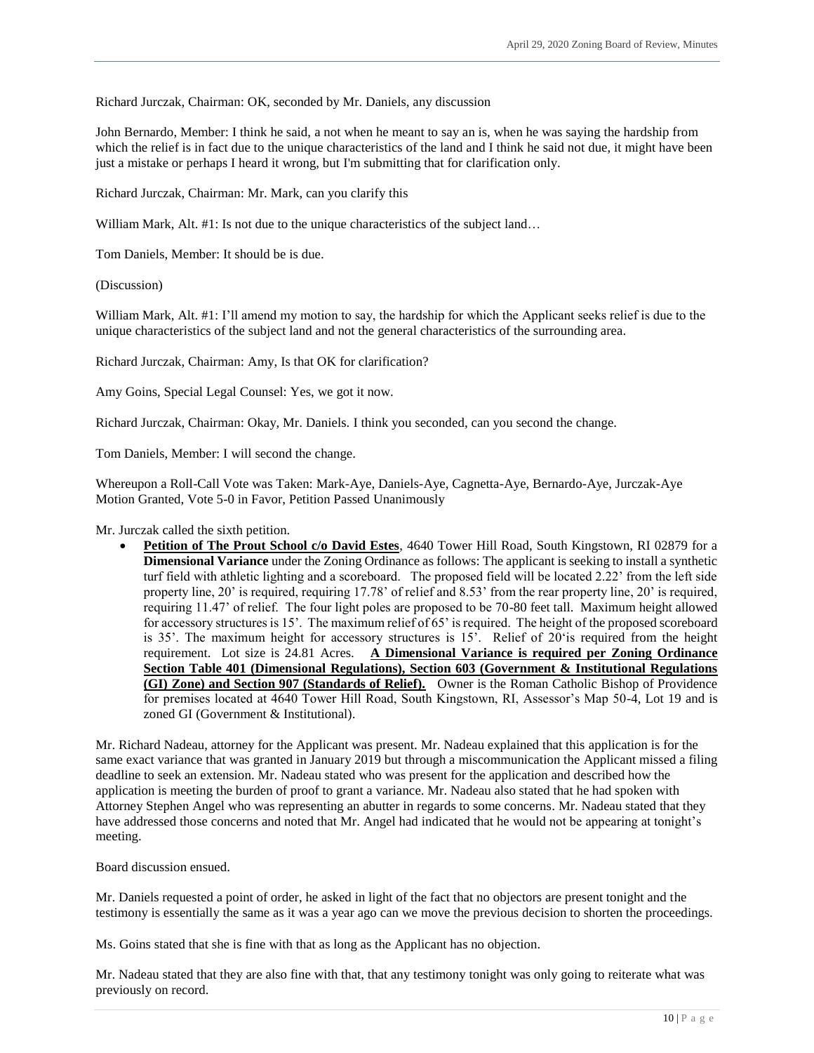Richard Jurczak, Chairman: OK, seconded by Mr. Daniels, any discussion

John Bernardo, Member: I think he said, a not when he meant to say an is, when he was saying the hardship from which the relief is in fact due to the unique characteristics of the land and I think he said not due, it might have been just a mistake or perhaps I heard it wrong, but I'm submitting that for clarification only.

Richard Jurczak, Chairman: Mr. Mark, can you clarify this

William Mark, Alt. #1: Is not due to the unique characteristics of the subject land…

Tom Daniels, Member: It should be is due.

(Discussion)

William Mark, Alt. #1: I'll amend my motion to say, the hardship for which the Applicant seeks relief is due to the unique characteristics of the subject land and not the general characteristics of the surrounding area.

Richard Jurczak, Chairman: Amy, Is that OK for clarification?

Amy Goins, Special Legal Counsel: Yes, we got it now.

Richard Jurczak, Chairman: Okay, Mr. Daniels. I think you seconded, can you second the change.

Tom Daniels, Member: I will second the change.

Whereupon a Roll-Call Vote was Taken: Mark-Aye, Daniels-Aye, Cagnetta-Aye, Bernardo-Aye, Jurczak-Aye
Motion Granted, Vote 5-0 in Favor, Petition Passed Unanimously

Mr. Jurczak called the sixth petition.

- **Petition of The Prout School c/o David Estes**, 4640 Tower Hill Road, South Kingstown, RI 02879 for a **Dimensional Variance** under the Zoning Ordinance as follows: The applicant is seeking to install a synthetic turf field with athletic lighting and a scoreboard. The proposed field will be located 2.22' from the left side property line, 20' is required, requiring 17.78' of relief and 8.53' from the rear property line, 20' is required, requiring 11.47' of relief. The four light poles are proposed to be 70-80 feet tall. Maximum height allowed for accessory structures is 15'. The maximum relief of 65' is required. The height of the proposed scoreboard is 35'. The maximum height for accessory structures is 15'. Relief of 20'is required from the height requirement. Lot size is 24.81 Acres. **A Dimensional Variance is required per Zoning Ordinance Section Table 401 (Dimensional Regulations), Section 603 (Government & Institutional Regulations (GI) Zone) and Section 907 (Standards of Relief).** Owner is the Roman Catholic Bishop of Providence for premises located at 4640 Tower Hill Road, South Kingstown, RI, Assessor's Map 50-4, Lot 19 and is zoned GI (Government & Institutional).

Mr. Richard Nadeau, attorney for the Applicant was present. Mr. Nadeau explained that this application is for the same exact variance that was granted in January 2019 but through a miscommunication the Applicant missed a filing deadline to seek an extension. Mr. Nadeau stated who was present for the application and described how the application is meeting the burden of proof to grant a variance. Mr. Nadeau also stated that he had spoken with Attorney Stephen Angel who was representing an abutter in regards to some concerns. Mr. Nadeau stated that they have addressed those concerns and noted that Mr. Angel had indicated that he would not be appearing at tonight's meeting.

Board discussion ensued.

Mr. Daniels requested a point of order, he asked in light of the fact that no objectors are present tonight and the testimony is essentially the same as it was a year ago can we move the previous decision to shorten the proceedings.

Ms. Goins stated that she is fine with that as long as the Applicant has no objection.

Mr. Nadeau stated that they are also fine with that, that any testimony tonight was only going to reiterate what was previously on record.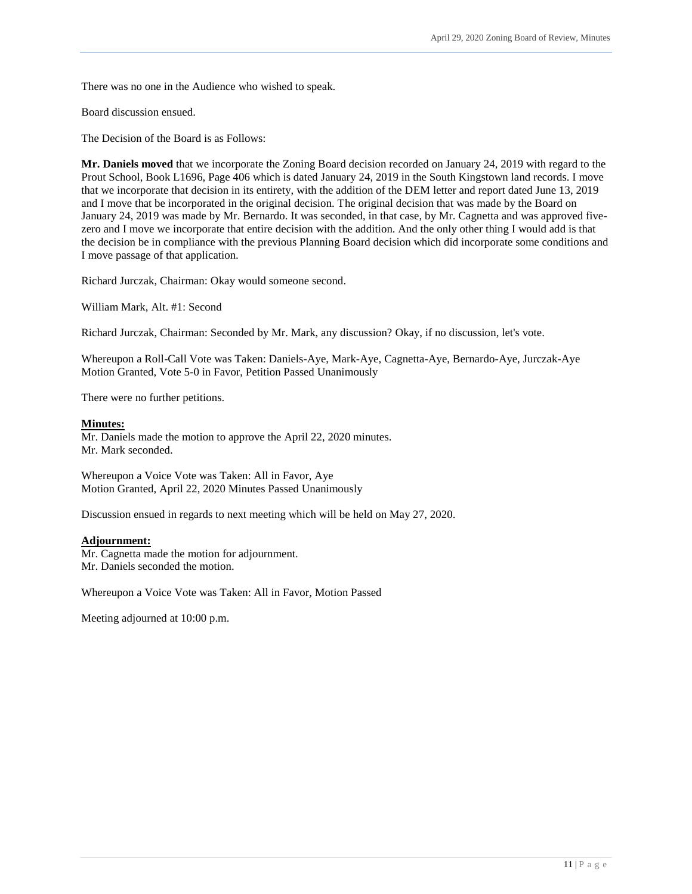There was no one in the Audience who wished to speak.

Board discussion ensued.

The Decision of the Board is as Follows:

**Mr. Daniels moved** that we incorporate the Zoning Board decision recorded on January 24, 2019 with regard to the Prout School, Book L1696, Page 406 which is dated January 24, 2019 in the South Kingstown land records. I move that we incorporate that decision in its entirety, with the addition of the DEM letter and report dated June 13, 2019 and I move that be incorporated in the original decision. The original decision that was made by the Board on January 24, 2019 was made by Mr. Bernardo. It was seconded, in that case, by Mr. Cagnetta and was approved five-zero and I move we incorporate that entire decision with the addition. And the only other thing I would add is that the decision be in compliance with the previous Planning Board decision which did incorporate some conditions and I move passage of that application.

Richard Jurczak, Chairman: Okay would someone second.

William Mark, Alt. #1: Second

Richard Jurczak, Chairman: Seconded by Mr. Mark, any discussion? Okay, if no discussion, let's vote.

Whereupon a Roll-Call Vote was Taken: Daniels-Aye, Mark-Aye, Cagnetta-Aye, Bernardo-Aye, Jurczak-Aye
Motion Granted, Vote 5-0 in Favor, Petition Passed Unanimously

There were no further petitions.

**Minutes:**

Mr. Daniels made the motion to approve the April 22, 2020 minutes.
Mr. Mark seconded.

Whereupon a Voice Vote was Taken: All in Favor, Aye
Motion Granted, April 22, 2020 Minutes Passed Unanimously

Discussion ensued in regards to next meeting which will be held on May 27, 2020.

**Adjournment:**

Mr. Cagnetta made the motion for adjournment.
Mr. Daniels seconded the motion.

Whereupon a Voice Vote was Taken: All in Favor, Motion Passed

Meeting adjourned at 10:00 p.m.